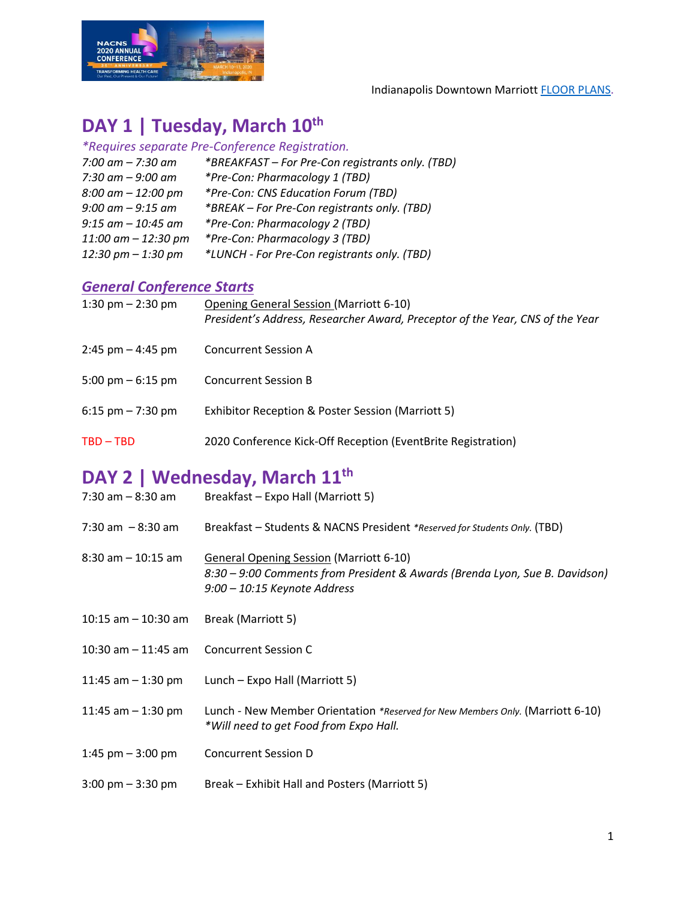Indianapolis Downtown Marriott FLOOR PLANS.

# DAY 1 | Tuesday, March 10th

*\*Requires separate Pre-Conference Registration.*

*7:00 am – 7:30 am* *\*BREAKFAST – For Pre-Con registrants only. (TBD)*
*7:30 am – 9:00 am* *\*Pre-Con: Pharmacology 1 (TBD)*
*8:00 am – 12:00 pm* *\*Pre-Con: CNS Education Forum (TBD)*
*9:00 am – 9:15 am* *\*BREAK – For Pre-Con registrants only. (TBD)*
*9:15 am – 10:45 am* *\*Pre-Con: Pharmacology 2 (TBD)*
*11:00 am – 12:30 pm* *\*Pre-Con: Pharmacology 3 (TBD)*
*12:30 pm – 1:30 pm* *\*LUNCH - For Pre-Con registrants only. (TBD)*

## General Conference Starts

1:30 pm – 2:30 pm Opening General Session (Marriott 6-10)
*President's Address, Researcher Award, Preceptor of the Year, CNS of the Year*

2:45 pm – 4:45 pm Concurrent Session A

5:00 pm – 6:15 pm Concurrent Session B

6:15 pm – 7:30 pm Exhibitor Reception & Poster Session (Marriott 5)

TBD – TBD 2020 Conference Kick-Off Reception (EventBrite Registration)

# DAY 2 | Wednesday, March 11th

7:30 am – 8:30 am Breakfast – Expo Hall (Marriott 5)

7:30 am – 8:30 am Breakfast – Students & NACNS President *\*Reserved for Students Only.* (TBD)

8:30 am – 10:15 am General Opening Session (Marriott 6-10)
*8:30 – 9:00 Comments from President & Awards (Brenda Lyon, Sue B. Davidson)*
*9:00 – 10:15 Keynote Address*

10:15 am – 10:30 am Break (Marriott 5)

10:30 am – 11:45 am Concurrent Session C

11:45 am – 1:30 pm Lunch – Expo Hall (Marriott 5)

11:45 am – 1:30 pm Lunch - New Member Orientation *\*Reserved for New Members Only.* (Marriott 6-10)
*\*Will need to get Food from Expo Hall.*

1:45 pm – 3:00 pm Concurrent Session D

3:00 pm – 3:30 pm Break – Exhibit Hall and Posters (Marriott 5)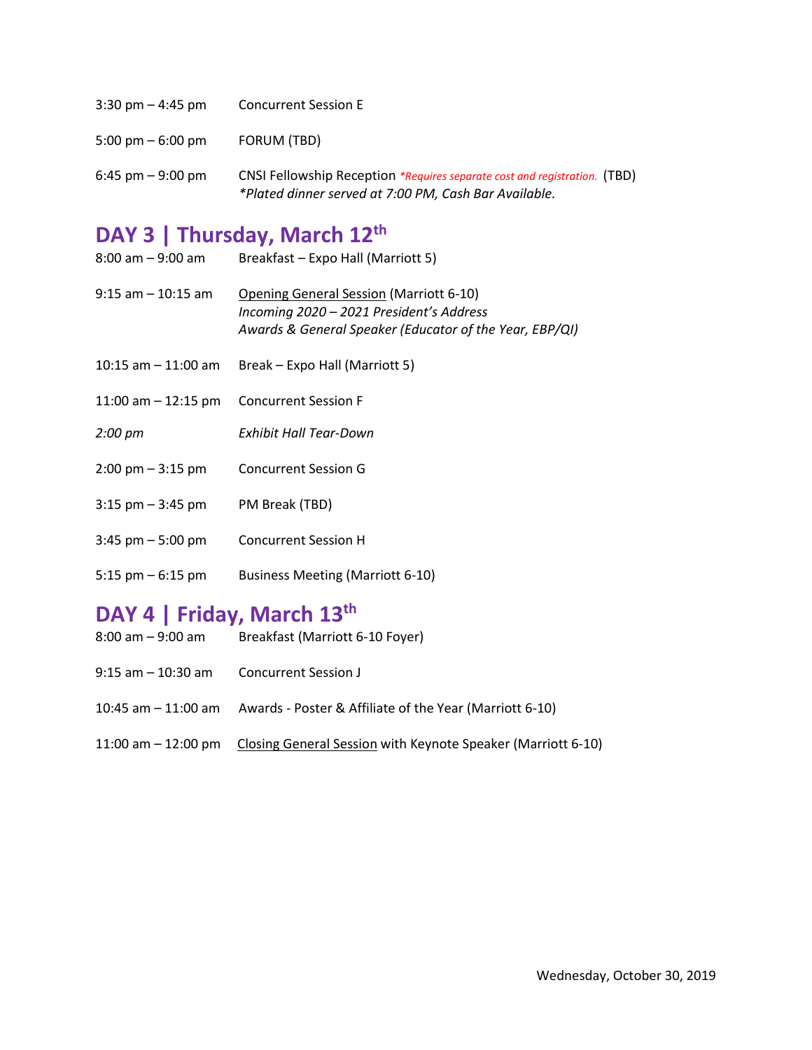3:30 pm – 4:45 pm Concurrent Session E

5:00 pm – 6:00 pm FORUM (TBD)

6:45 pm – 9:00 pm CNSI Fellowship Reception *\*Requires separate cost and registration.* (TBD)
*\*Plated dinner served at 7:00 PM, Cash Bar Available.*

## DAY 3 | Thursday, March 12th

8:00 am – 9:00 am Breakfast – Expo Hall (Marriott 5)

9:15 am – 10:15 am Opening General Session (Marriott 6-10)
*Incoming 2020 – 2021 President's Address*
*Awards & General Speaker (Educator of the Year, EBP/QI)*

10:15 am – 11:00 am Break – Expo Hall (Marriott 5)

11:00 am – 12:15 pm Concurrent Session F

*2:00 pm Exhibit Hall Tear-Down*

2:00 pm – 3:15 pm Concurrent Session G

3:15 pm – 3:45 pm PM Break (TBD)

3:45 pm – 5:00 pm Concurrent Session H

5:15 pm – 6:15 pm Business Meeting (Marriott 6-10)

## DAY 4 | Friday, March 13th

8:00 am – 9:00 am Breakfast (Marriott 6-10 Foyer)

9:15 am – 10:30 am Concurrent Session J

10:45 am – 11:00 am Awards - Poster & Affiliate of the Year (Marriott 6-10)

11:00 am – 12:00 pm Closing General Session with Keynote Speaker (Marriott 6-10)

Wednesday, October 30, 2019